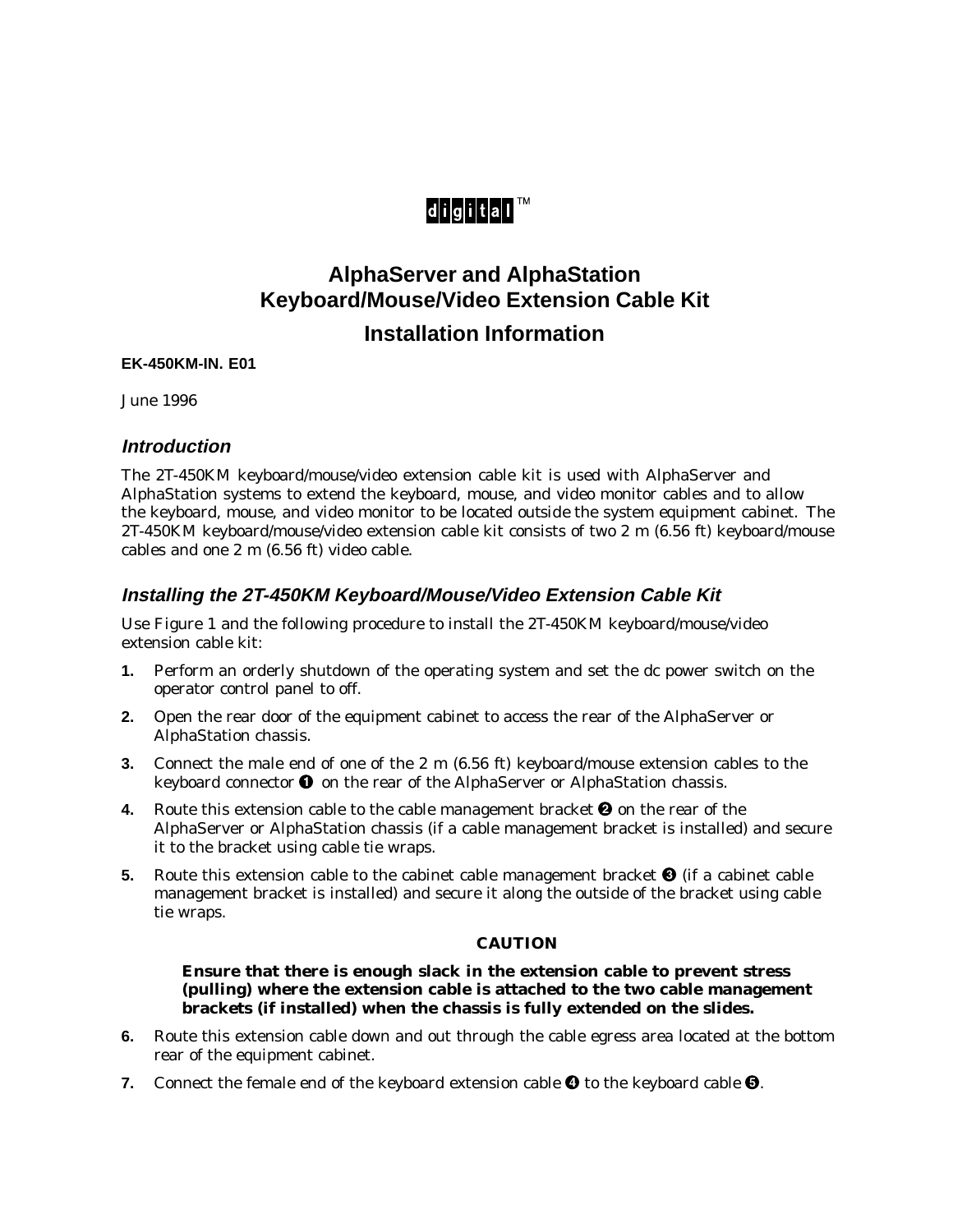digital™

# AlphaServer and AlphaStation Keyboard/Mouse/Video Extension Cable Kit

## Installation Information

**EK-450KM-IN. E01**

June 1996

### *Introduction*

The 2T-450KM keyboard/mouse/video extension cable kit is used with AlphaServer and AlphaStation systems to extend the keyboard, mouse, and video monitor cables and to allow the keyboard, mouse, and video monitor to be located outside the system equipment cabinet. The 2T-450KM keyboard/mouse/video extension cable kit consists of two 2 m (6.56 ft) keyboard/mouse cables and one 2 m (6.56 ft) video cable.

### *Installing the 2T-450KM Keyboard/Mouse/Video Extension Cable Kit*

Use Figure 1 and the following procedure to install the 2T-450KM keyboard/mouse/video extension cable kit:

1. Perform an orderly shutdown of the operating system and set the dc power switch on the operator control panel to off.
2. Open the rear door of the equipment cabinet to access the rear of the AlphaServer or AlphaStation chassis.
3. Connect the male end of one of the 2 m (6.56 ft) keyboard/mouse extension cables to the keyboard connector ❶ on the rear of the AlphaServer or AlphaStation chassis.
4. Route this extension cable to the cable management bracket ❷ on the rear of the AlphaServer or AlphaStation chassis (if a cable management bracket is installed) and secure it to the bracket using cable tie wraps.
5. Route this extension cable to the cabinet cable management bracket ❸ (if a cabinet cable management bracket is installed) and secure it along the outside of the bracket using cable tie wraps.

**CAUTION**

**Ensure that there is enough slack in the extension cable to prevent stress (pulling) where the extension cable is attached to the two cable management brackets (if installed) when the chassis is fully extended on the slides.**

6. Route this extension cable down and out through the cable egress area located at the bottom rear of the equipment cabinet.
7. Connect the female end of the keyboard extension cable ❹ to the keyboard cable ❺.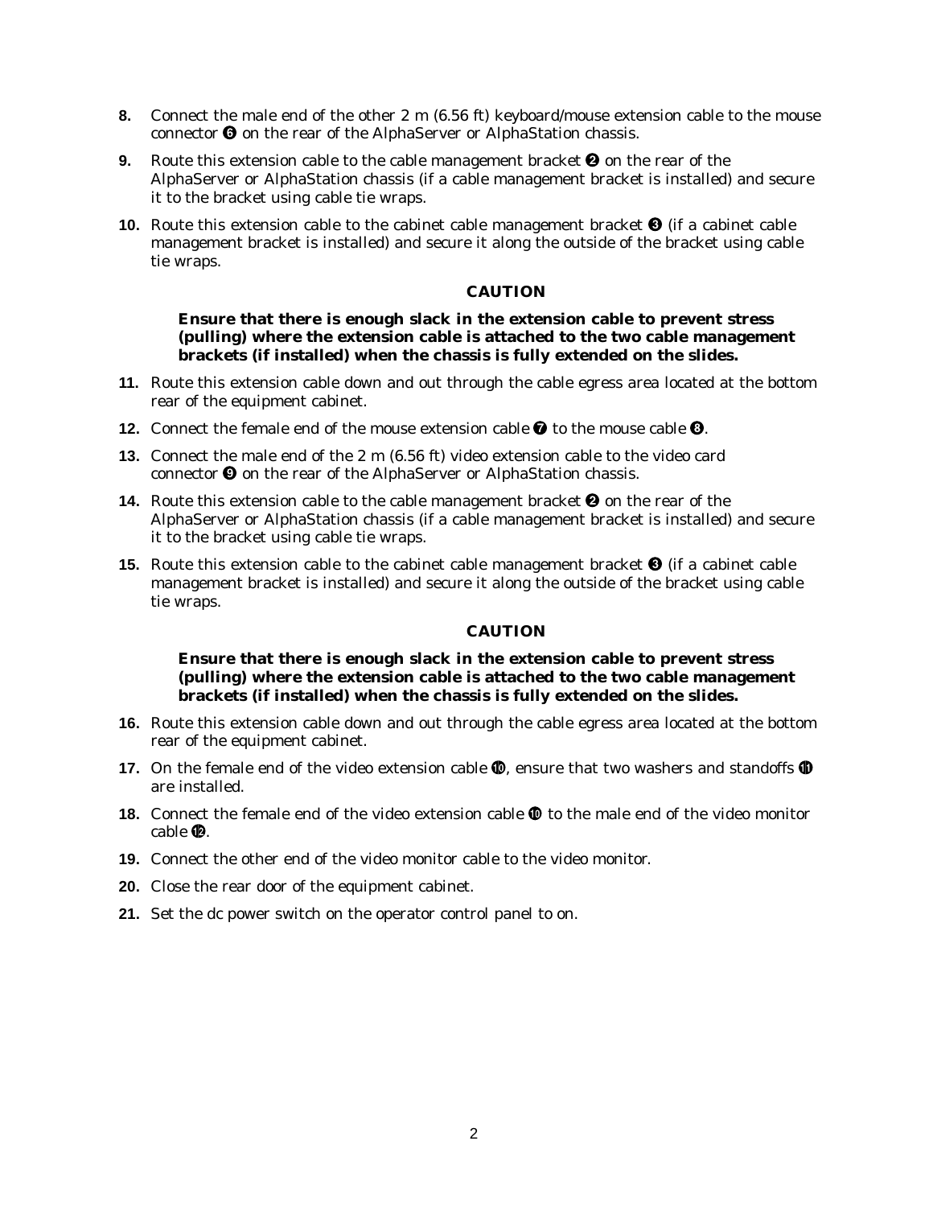8. Connect the male end of the other 2 m (6.56 ft) keyboard/mouse extension cable to the mouse connector ❻ on the rear of the AlphaServer or AlphaStation chassis.
9. Route this extension cable to the cable management bracket ❷ on the rear of the AlphaServer or AlphaStation chassis (if a cable management bracket is installed) and secure it to the bracket using cable tie wraps.
10. Route this extension cable to the cabinet cable management bracket ❸ (if a cabinet cable management bracket is installed) and secure it along the outside of the bracket using cable tie wraps.

**CAUTION**

**Ensure that there is enough slack in the extension cable to prevent stress (pulling) where the extension cable is attached to the two cable management brackets (if installed) when the chassis is fully extended on the slides.**

11. Route this extension cable down and out through the cable egress area located at the bottom rear of the equipment cabinet.
12. Connect the female end of the mouse extension cable ❼ to the mouse cable ❽.
13. Connect the male end of the 2 m (6.56 ft) video extension cable to the video card connector ❾ on the rear of the AlphaServer or AlphaStation chassis.
14. Route this extension cable to the cable management bracket ❷ on the rear of the AlphaServer or AlphaStation chassis (if a cable management bracket is installed) and secure it to the bracket using cable tie wraps.
15. Route this extension cable to the cabinet cable management bracket ❸ (if a cabinet cable management bracket is installed) and secure it along the outside of the bracket using cable tie wraps.

**CAUTION**

**Ensure that there is enough slack in the extension cable to prevent stress (pulling) where the extension cable is attached to the two cable management brackets (if installed) when the chassis is fully extended on the slides.**

16. Route this extension cable down and out through the cable egress area located at the bottom rear of the equipment cabinet.
17. On the female end of the video extension cable ❿, ensure that two washers and standoffs ⓫ are installed.
18. Connect the female end of the video extension cable ❿ to the male end of the video monitor cable ⓬.
19. Connect the other end of the video monitor cable to the video monitor.
20. Close the rear door of the equipment cabinet.
21. Set the dc power switch on the operator control panel to on.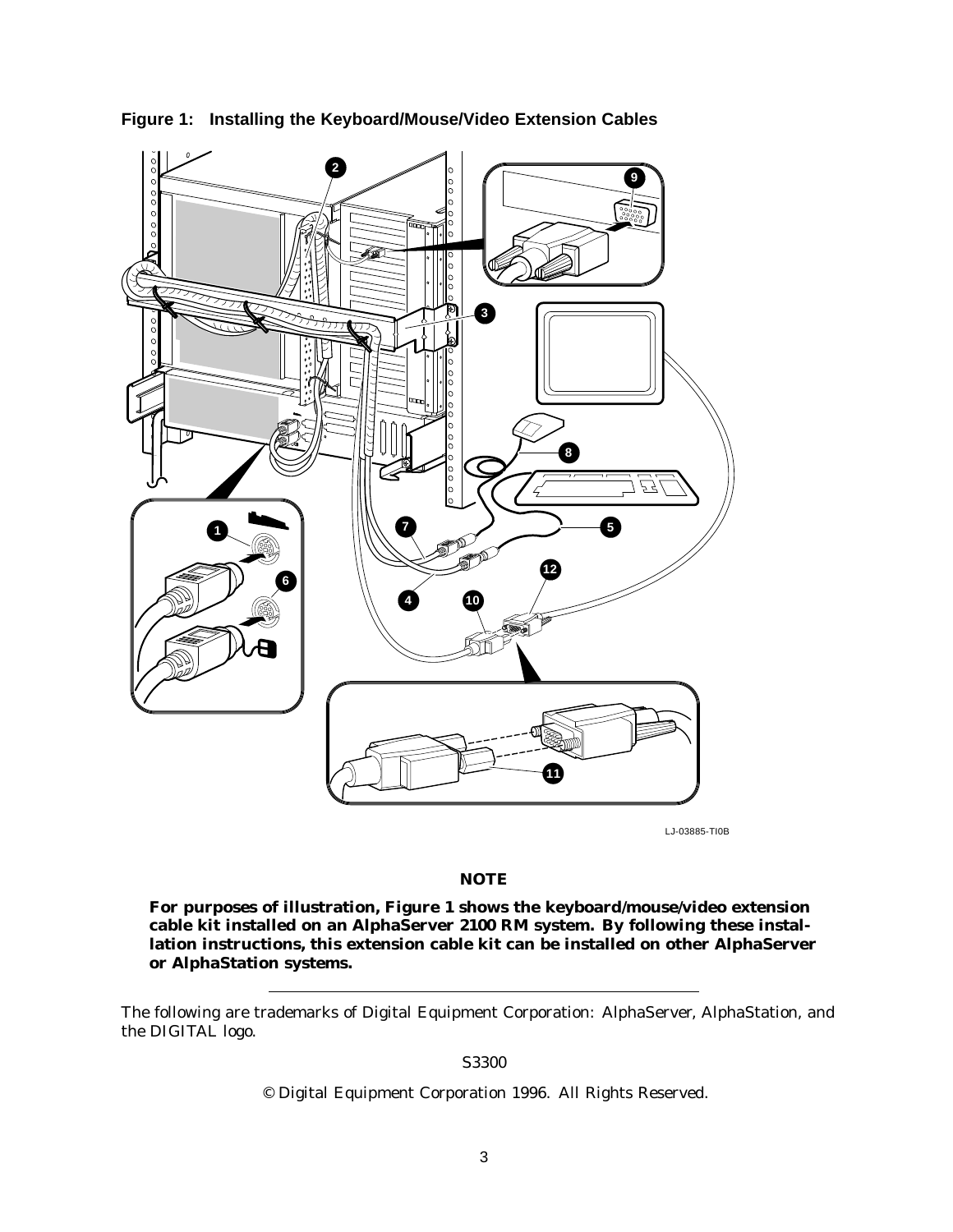**Figure 1: Installing the Keyboard/Mouse/Video Extension Cables**

2
9
3
8
1
7
5
12
6
4
10
11

LJ-03885-TI0B

**NOTE**

**For purposes of illustration, Figure 1 shows the keyboard/mouse/video extension cable kit installed on an AlphaServer 2100 RM system. By following these installation instructions, this extension cable kit can be installed on other AlphaServer or AlphaStation systems.**

---

The following are trademarks of Digital Equipment Corporation: AlphaServer, AlphaStation, and the DIGITAL logo.

S3300

© Digital Equipment Corporation 1996. All Rights Reserved.